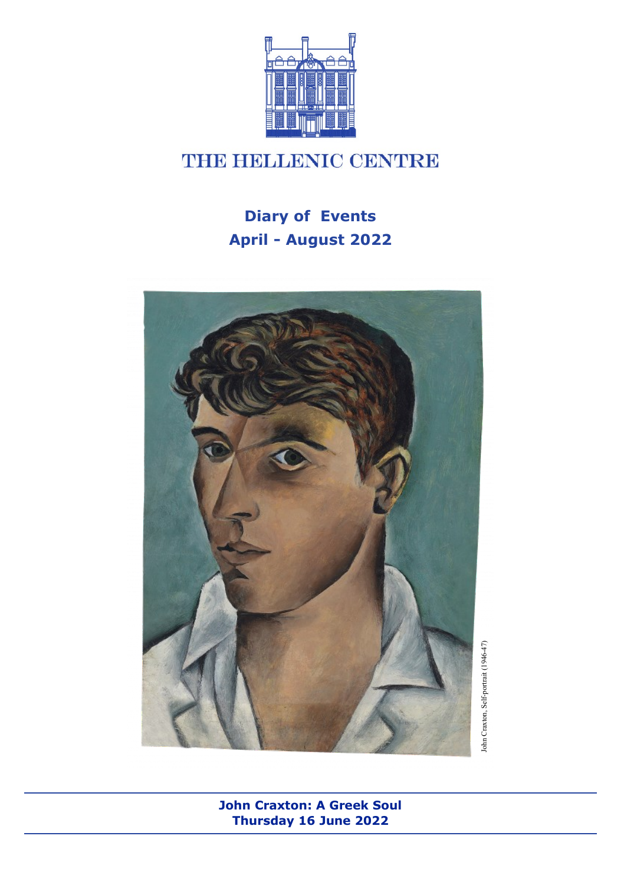# THE HELLENIC CENTRE

## Diary of Events
## April - August 2022

John Craxton, Self-portrait (1946-47)

**John Craxton: A Greek Soul**
**Thursday 16 June 2022**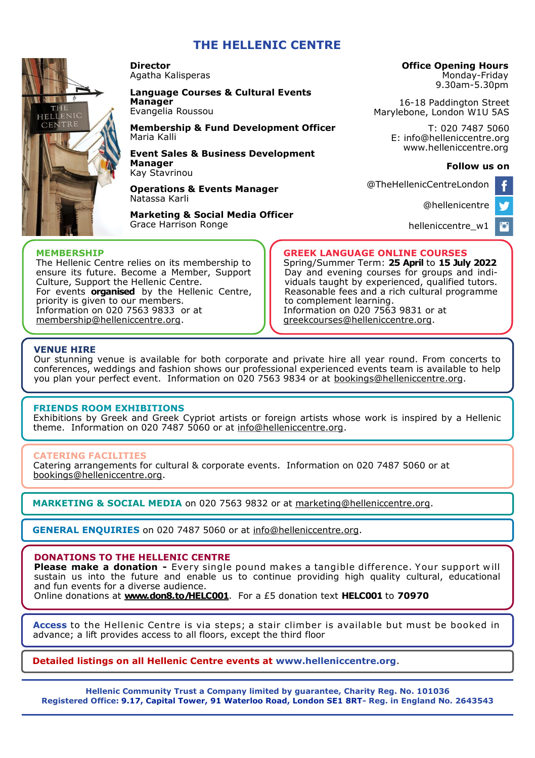# THE HELLENIC CENTRE

**Director**
Agatha Kalisperas

**Language Courses & Cultural Events Manager**
Evangelia Roussou

**Membership & Fund Development Officer**
Maria Kalli

**Event Sales & Business Development Manager**
Kay Stavrinou

**Operations & Events Manager**
Natassa Karli

**Marketing & Social Media Officer**
Grace Harrison Ronge

**Office Opening Hours**
Monday-Friday
9.30am-5.30pm

16-18 Paddington Street
Marylebone, London W1U 5AS

T: 020 7487 5060
E: info@helleniccentre.org
www.helleniccentre.org

**Follow us on**

@TheHellenicCentreLondon

@hellenicentre

helleniccentre_w1

## MEMBERSHIP

The Hellenic Centre relies on its membership to ensure its future. Become a Member, Support Culture, Support the Hellenic Centre.
For events **organised** by the Hellenic Centre, priority is given to our members.
Information on 020 7563 9833 or at membership@helleniccentre.org.

## GREEK LANGUAGE ONLINE COURSES

Spring/Summer Term: **25 April** to **15 July 2022**
Day and evening courses for groups and individuals taught by experienced, qualified tutors. Reasonable fees and a rich cultural programme to complement learning.
Information on 020 7563 9831 or at greekcourses@helleniccentre.org.

## VENUE HIRE

Our stunning venue is available for both corporate and private hire all year round. From concerts to conferences, weddings and fashion shows our professional experienced events team is available to help you plan your perfect event. Information on 020 7563 9834 or at bookings@helleniccentre.org.

## FRIENDS ROOM EXHIBITIONS

Exhibitions by Greek and Greek Cypriot artists or foreign artists whose work is inspired by a Hellenic theme. Information on 020 7487 5060 or at info@helleniccentre.org.

## CATERING FACILITIES

Catering arrangements for cultural & corporate events. Information on 020 7487 5060 or at bookings@helleniccentre.org.

**MARKETING & SOCIAL MEDIA** on 020 7563 9832 or at marketing@helleniccentre.org.

**GENERAL ENQUIRIES** on 020 7487 5060 or at info@helleniccentre.org.

## DONATIONS TO THE HELLENIC CENTRE

**Please make a donation -** Every single pound makes a tangible difference. Your support will sustain us into the future and enable us to continue providing high quality cultural, educational and fun events for a diverse audience.
Online donations at **www.don8.to/HELC001**. For a £5 donation text **HELC001** to **70970**

**Access** to the Hellenic Centre is via steps; a stair climber is available but must be booked in advance; a lift provides access to all floors, except the third floor

**Detailed listings on all Hellenic Centre events at www.helleniccentre.org**.

**Hellenic Community Trust a Company limited by guarantee, Charity Reg. No. 101036**
**Registered Office: 9.17, Capital Tower, 91 Waterloo Road, London SE1 8RT- Reg. in England No. 2643543**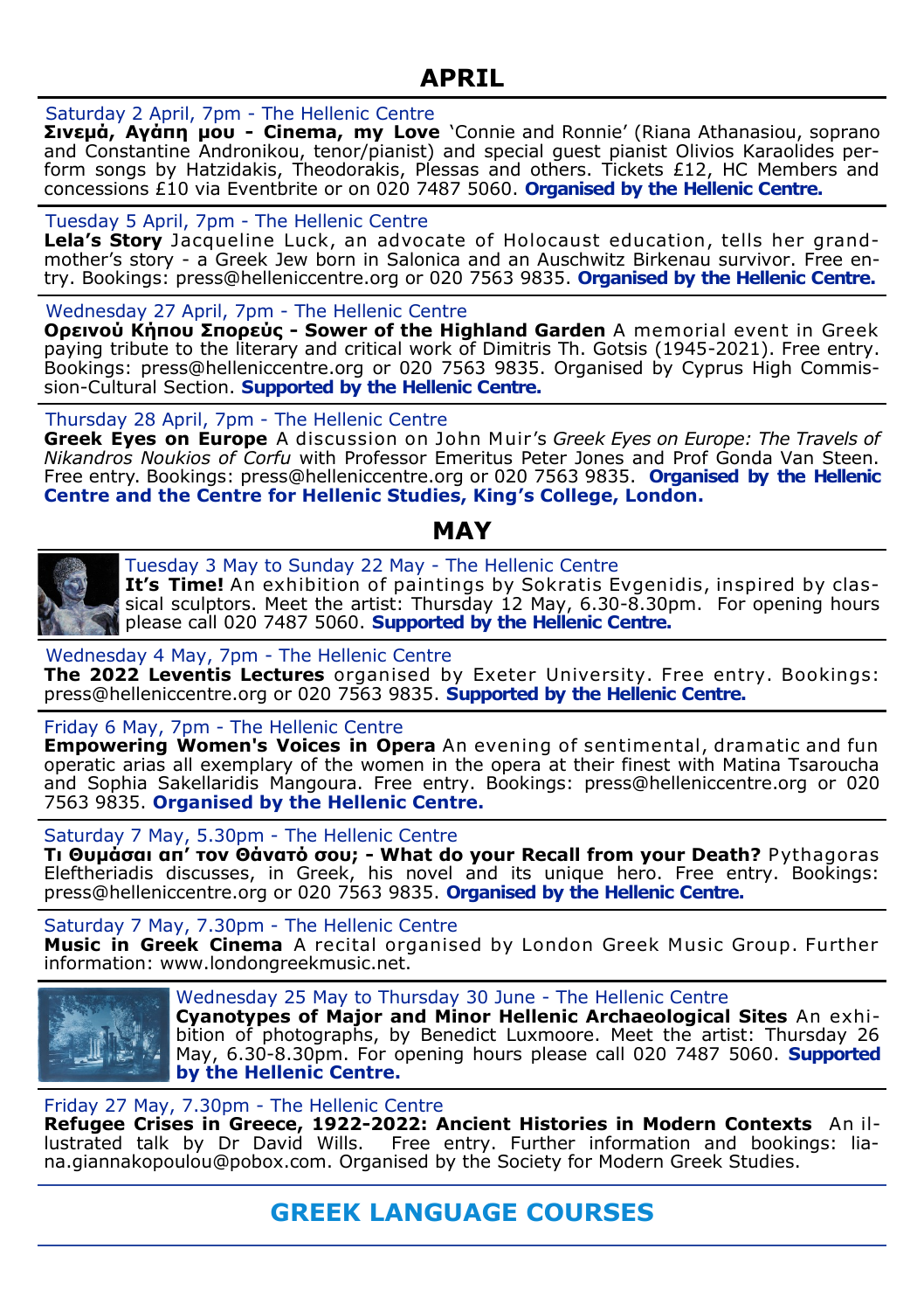## APRIL

Saturday 2 April, 7pm - The Hellenic Centre
**Σινεμά, Αγάπη μου - Cinema, my Love** 'Connie and Ronnie' (Riana Athanasiou, soprano and Constantine Andronikou, tenor/pianist) and special guest pianist Olivios Karaolides perform songs by Hatzidakis, Theodorakis, Plessas and others. Tickets £12, HC Members and concessions £10 via Eventbrite or on 020 7487 5060. **Organised by the Hellenic Centre.**

Tuesday 5 April, 7pm - The Hellenic Centre
**Lela's Story** Jacqueline Luck, an advocate of Holocaust education, tells her grandmother's story - a Greek Jew born in Salonica and an Auschwitz Birkenau survivor. Free entry. Bookings: press@helleniccentre.org or 020 7563 9835. **Organised by the Hellenic Centre.**

Wednesday 27 April, 7pm - The Hellenic Centre
**Ορεινού Κήπου Σπορεύς - Sower of the Highland Garden** A memorial event in Greek paying tribute to the literary and critical work of Dimitris Th. Gotsis (1945-2021). Free entry. Bookings: press@helleniccentre.org or 020 7563 9835. Organised by Cyprus High Commission-Cultural Section. **Supported by the Hellenic Centre.**

Thursday 28 April, 7pm - The Hellenic Centre
**Greek Eyes on Europe** A discussion on John Muir's *Greek Eyes on Europe: The Travels of Nikandros Noukios of Corfu* with Professor Emeritus Peter Jones and Prof Gonda Van Steen. Free entry. Bookings: press@helleniccentre.org or 020 7563 9835. **Organised by the Hellenic Centre and the Centre for Hellenic Studies, King's College, London.**

## MAY

Tuesday 3 May to Sunday 22 May - The Hellenic Centre
**It's Time!** An exhibition of paintings by Sokratis Evgenidis, inspired by classical sculptors. Meet the artist: Thursday 12 May, 6.30-8.30pm. For opening hours please call 020 7487 5060. **Supported by the Hellenic Centre.**

Wednesday 4 May, 7pm - The Hellenic Centre
**The 2022 Leventis Lectures** organised by Exeter University. Free entry. Bookings: press@helleniccentre.org or 020 7563 9835. **Supported by the Hellenic Centre.**

Friday 6 May, 7pm - The Hellenic Centre
**Empowering Women's Voices in Opera** An evening of sentimental, dramatic and fun operatic arias all exemplary of the women in the opera at their finest with Matina Tsaroucha and Sophia Sakellaridis Mangoura. Free entry. Bookings: press@helleniccentre.org or 020 7563 9835. **Organised by the Hellenic Centre.**

Saturday 7 May, 5.30pm - The Hellenic Centre
**Τι Θυμάσαι απ' τον Θάνατό σου; - What do your Recall from your Death?** Pythagoras Eleftheriadis discusses, in Greek, his novel and its unique hero. Free entry. Bookings: press@helleniccentre.org or 020 7563 9835. **Organised by the Hellenic Centre.**

Saturday 7 May, 7.30pm - The Hellenic Centre
**Music in Greek Cinema** A recital organised by London Greek Music Group. Further information: www.londongreekmusic.net.

Wednesday 25 May to Thursday 30 June - The Hellenic Centre
**Cyanotypes of Major and Minor Hellenic Archaeological Sites** An exhibition of photographs, by Benedict Luxmoore. Meet the artist: Thursday 26 May, 6.30-8.30pm. For opening hours please call 020 7487 5060. **Supported by the Hellenic Centre.**

Friday 27 May, 7.30pm - The Hellenic Centre
**Refugee Crises in Greece, 1922-2022: Ancient Histories in Modern Contexts** An illustrated talk by Dr David Wills. Free entry. Further information and bookings: liana.giannakopoulou@pobox.com. Organised by the Society for Modern Greek Studies.

## GREEK LANGUAGE COURSES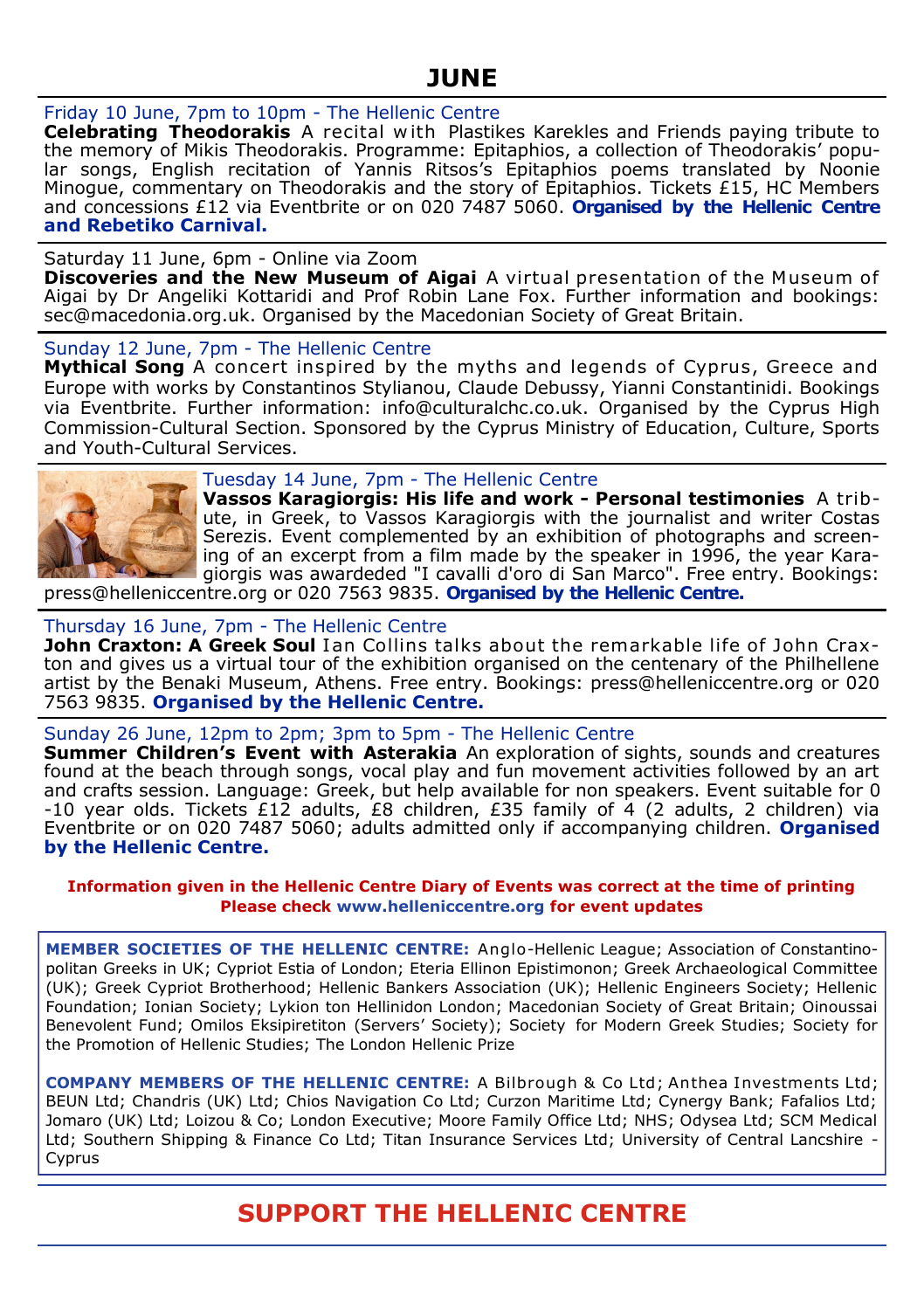# JUNE

Friday 10 June, 7pm to 10pm - The Hellenic Centre
**Celebrating Theodorakis** A recital with Plastikes Karekles and Friends paying tribute to the memory of Mikis Theodorakis. Programme: Epitaphios, a collection of Theodorakis' popular songs, English recitation of Yannis Ritsos's Epitaphios poems translated by Noonie Minogue, commentary on Theodorakis and the story of Epitaphios. Tickets £15, HC Members and concessions £12 via Eventbrite or on 020 7487 5060. **Organised by the Hellenic Centre and Rebetiko Carnival.**

Saturday 11 June, 6pm - Online via Zoom
**Discoveries and the New Museum of Aigai** A virtual presentation of the Museum of Aigai by Dr Angeliki Kottaridi and Prof Robin Lane Fox. Further information and bookings: sec@macedonia.org.uk. Organised by the Macedonian Society of Great Britain.

Sunday 12 June, 7pm - The Hellenic Centre
**Mythical Song** A concert inspired by the myths and legends of Cyprus, Greece and Europe with works by Constantinos Stylianou, Claude Debussy, Yianni Constantinidi. Bookings via Eventbrite. Further information: info@culturalchc.co.uk. Organised by the Cyprus High Commission-Cultural Section. Sponsored by the Cyprus Ministry of Education, Culture, Sports and Youth-Cultural Services.

Tuesday 14 June, 7pm - The Hellenic Centre
**Vassos Karagiorgis: His life and work - Personal testimonies** A tribute, in Greek, to Vassos Karagiorgis with the journalist and writer Costas Serezis. Event complemented by an exhibition of photographs and screening of an excerpt from a film made by the speaker in 1996, the year Karagiorgis was awardeded "I cavalli d'oro di San Marco". Free entry. Bookings: press@helleniccentre.org or 020 7563 9835. **Organised by the Hellenic Centre.**

Thursday 16 June, 7pm - The Hellenic Centre
**John Craxton: A Greek Soul** Ian Collins talks about the remarkable life of John Craxton and gives us a virtual tour of the exhibition organised on the centenary of the Philhellene artist by the Benaki Museum, Athens. Free entry. Bookings: press@helleniccentre.org or 020 7563 9835. **Organised by the Hellenic Centre.**

Sunday 26 June, 12pm to 2pm; 3pm to 5pm - The Hellenic Centre
**Summer Children's Event with Asterakia** An exploration of sights, sounds and creatures found at the beach through songs, vocal play and fun movement activities followed by an art and crafts session. Language: Greek, but help available for non speakers. Event suitable for 0 -10 year olds. Tickets £12 adults, £8 children, £35 family of 4 (2 adults, 2 children) via Eventbrite or on 020 7487 5060; adults admitted only if accompanying children. **Organised by the Hellenic Centre.**

**Information given in the Hellenic Centre Diary of Events was correct at the time of printing**
**Please check www.helleniccentre.org for event updates**

**MEMBER SOCIETIES OF THE HELLENIC CENTRE:** Anglo-Hellenic League; Association of Constantinopolitan Greeks in UK; Cypriot Estia of London; Eteria Ellinon Epistimonon; Greek Archaeological Committee (UK); Greek Cypriot Brotherhood; Hellenic Bankers Association (UK); Hellenic Engineers Society; Hellenic Foundation; Ionian Society; Lykion ton Hellinidon London; Macedonian Society of Great Britain; Oinoussai Benevolent Fund; Omilos Eksipireititon (Servers' Society); Society for Modern Greek Studies; Society for the Promotion of Hellenic Studies; The London Hellenic Prize

**COMPANY MEMBERS OF THE HELLENIC CENTRE:** A Bilbrough & Co Ltd; Anthea Investments Ltd; BEUN Ltd; Chandris (UK) Ltd; Chios Navigation Co Ltd; Curzon Maritime Ltd; Cynergy Bank; Fafalios Ltd; Jomaro (UK) Ltd; Loizou & Co; London Executive; Moore Family Office Ltd; NHS; Odysea Ltd; SCM Medical Ltd; Southern Shipping & Finance Co Ltd; Titan Insurance Services Ltd; University of Central Lancshire - Cyprus

## SUPPORT THE HELLENIC CENTRE